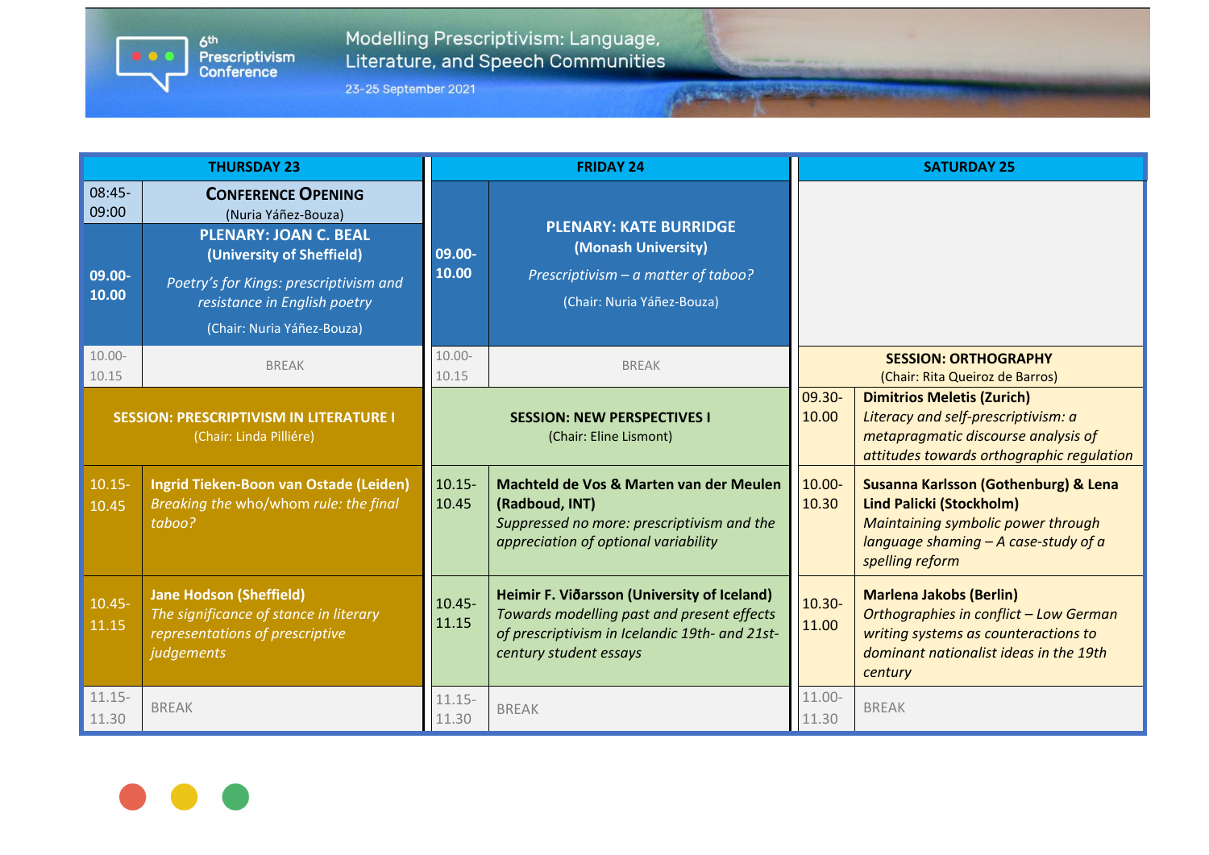# 6th Prescriptivism Conference

## Modelling Prescriptivism: Language, Literature, and Speech Communities

23-25 September 2021

| THURSDAY 23 | | FRIDAY 24 | | SATURDAY 25 | |
|---|---|---|---|---|---|
| 08:45-09:00 | **CONFERENCE OPENING** (Nuria Yáñez-Bouza) | 09.00-10.00 | **PLENARY: KATE BURRIDGE (Monash University)** *Prescriptivism – a matter of taboo?* (Chair: Nuria Yáñez-Bouza) | | |
| 09.00-10.00 | **PLENARY: JOAN C. BEAL (University of Sheffield)** *Poetry's for Kings: prescriptivism and resistance in English poetry* (Chair: Nuria Yáñez-Bouza) | | | | |
| 10.00-10.15 | BREAK | 10.00-10.15 | BREAK | **SESSION: ORTHOGRAPHY** (Chair: Rita Queiroz de Barros) | |
| **SESSION: PRESCRIPTIVISM IN LITERATURE I** (Chair: Linda Pilliére) | | **SESSION: NEW PERSPECTIVES I** (Chair: Eline Lismont) | | 09.30-10.00 | **Dimitrios Meletis (Zurich)** *Literacy and self-prescriptivism: a metapragmatic discourse analysis of attitudes towards orthographic regulation* |
| 10.15-10.45 | **Ingrid Tieken-Boon van Ostade (Leiden)** *Breaking the who/whom rule: the final taboo?* | 10.15-10.45 | **Machteld de Vos & Marten van der Meulen (Radboud, INT)** *Suppressed no more: prescriptivism and the appreciation of optional variability* | 10.00-10.30 | **Susanna Karlsson (Gothenburg) & Lena Lind Palicki (Stockholm)** *Maintaining symbolic power through language shaming – A case-study of a spelling reform* |
| 10.45-11.15 | **Jane Hodson (Sheffield)** *The significance of stance in literary representations of prescriptive judgements* | 10.45-11.15 | **Heimir F. Viðarsson (University of Iceland)** *Towards modelling past and present effects of prescriptivism in Icelandic 19th- and 21st-century student essays* | 10.30-11.00 | **Marlena Jakobs (Berlin)** *Orthographies in conflict – Low German writing systems as counteractions to dominant nationalist ideas in the 19th century* |
| 11.15-11.30 | BREAK | 11.15-11.30 | BREAK | 11.00-11.30 | BREAK |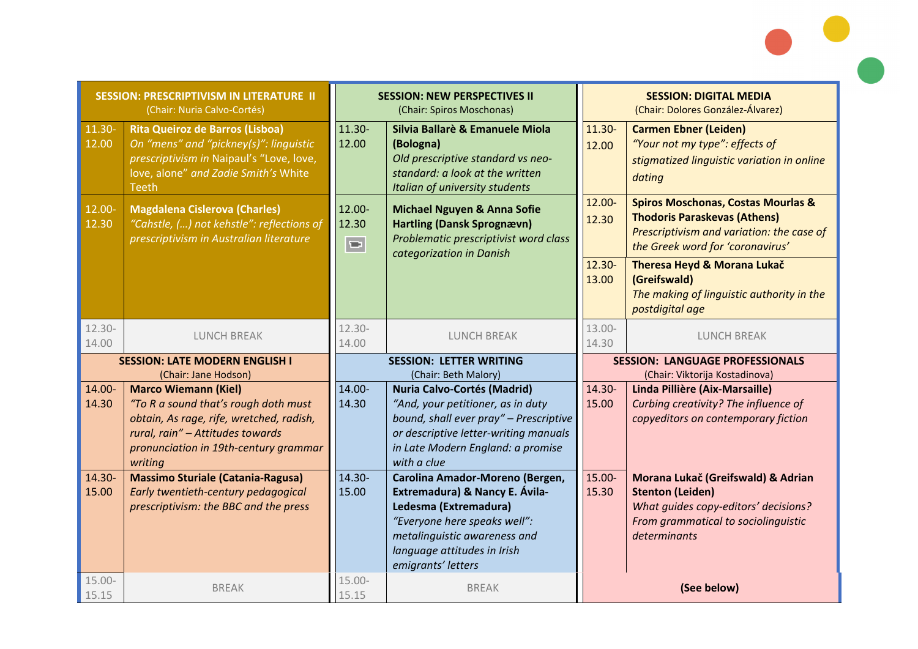| SESSION: PRESCRIPTIVISM IN LITERATURE II (Chair: Nuria Calvo-Cortés) | | SESSION: NEW PERSPECTIVES II (Chair: Spiros Moschonas) | | SESSION: DIGITAL MEDIA (Chair: Dolores González-Álvarez) | |
|---|---|---|---|---|---|
| 11.30-12.00 | **Rita Queiroz de Barros (Lisboa)** *On "mens" and "pickney(s)": linguistic prescriptivism in* Naipaul's "Love, love, love, alone" *and Zadie Smith's* White Teeth | 11.30-12.00 | **Silvia Ballarè & Emanuele Miola (Bologna)** *Old prescriptive standard vs neo-standard: a look at the written Italian of university students* | 11.30-12.00 | **Carmen Ebner (Leiden)** *"Your not my type": effects of stigmatized linguistic variation in online dating* |
| 12.00-12.30 | **Magdalena Cislerova (Charles)** *"Cahstle, (…) not kehstle": reflections of prescriptivism in Australian literature* | 12.00-12.30 | **Michael Nguyen & Anna Sofie Hartling (Dansk Sprognævn)** *Problematic prescriptivist word class categorization in Danish* | 12.00-12.30 | **Spiros Moschonas, Costas Mourlas & Thodoris Paraskevas (Athens)** *Prescriptivism and variation: the case of the Greek word for 'coronavirus'* |
| | | | | 12.30-13.00 | **Theresa Heyd & Morana Lukač (Greifswald)** *The making of linguistic authority in the postdigital age* |
| 12.30-14.00 | LUNCH BREAK | 12.30-14.00 | LUNCH BREAK | 13.00-14.30 | LUNCH BREAK |
| **SESSION: LATE MODERN ENGLISH I** (Chair: Jane Hodson) | | **SESSION: LETTER WRITING** (Chair: Beth Malory) | | **SESSION: LANGUAGE PROFESSIONALS** (Chair: Viktorija Kostadinova) | |
| 14.00-14.30 | **Marco Wiemann (Kiel)** *"To R a sound that's rough doth must obtain, As rage, rife, wretched, radish, rural, rain" – Attitudes towards pronunciation in 19th-century grammar writing* | 14.00-14.30 | **Nuria Calvo-Cortés (Madrid)** *"And, your petitioner, as in duty bound, shall ever pray" – Prescriptive or descriptive letter-writing manuals in Late Modern England: a promise with a clue* | 14.30-15.00 | **Linda Pillière (Aix-Marsaille)** *Curbing creativity? The influence of copyeditors on contemporary fiction* |
| 14.30-15.00 | **Massimo Sturiale (Catania-Ragusa)** *Early twentieth-century pedagogical prescriptivism: the BBC and the press* | 14.30-15.00 | **Carolina Amador-Moreno (Bergen, Extremadura) & Nancy E. Ávila-Ledesma (Extremadura)** *"Everyone here speaks well": metalinguistic awareness and language attitudes in Irish emigrants' letters* | 15.00-15.30 | **Morana Lukač (Greifswald) & Adrian Stenton (Leiden)** *What guides copy-editors' decisions? From grammatical to sociolinguistic determinants* |
| 15.00-15.15 | BREAK | 15.00-15.15 | BREAK | | **(See below)** |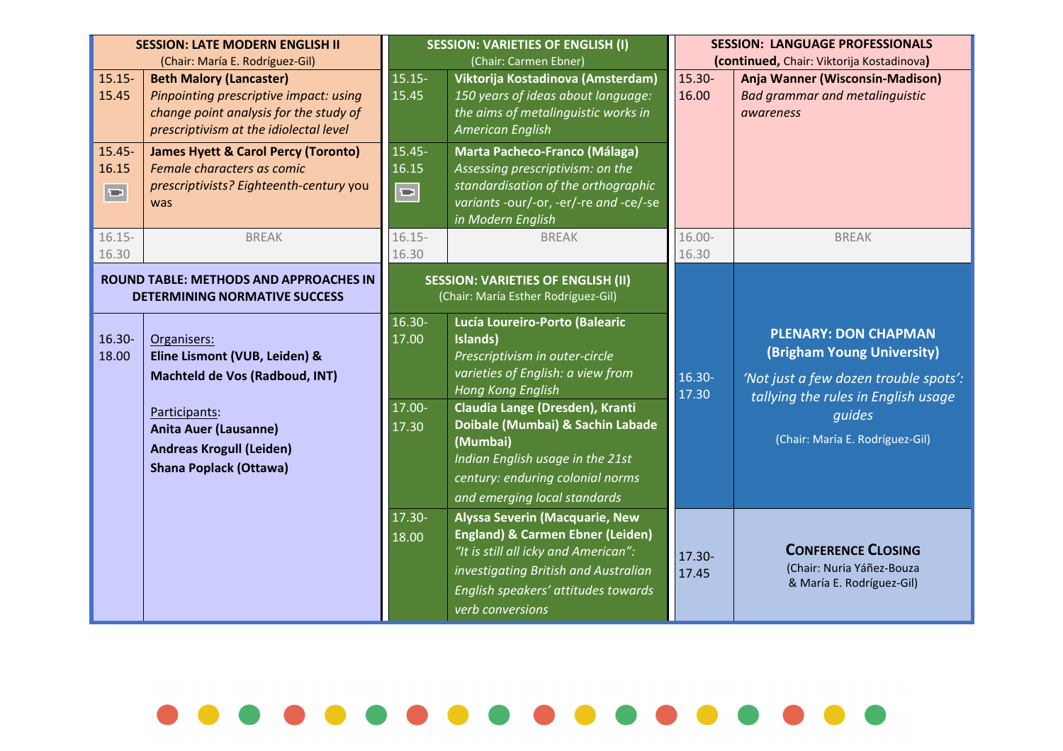| SESSION: LATE MODERN ENGLISH II (Chair: María E. Rodríguez-Gil) | | SESSION: VARIETIES OF ENGLISH (I) (Chair: Carmen Ebner) | | SESSION: LANGUAGE PROFESSIONALS (continued, Chair: Viktorija Kostadinova) | |
|---|---|---|---|---|---|
| 15.15-15.45 | **Beth Malory (Lancaster)** *Pinpointing prescriptive impact: using change point analysis for the study of prescriptivism at the idiolectal level* | 15.15-15.45 | **Viktorija Kostadinova (Amsterdam)** *150 years of ideas about language: the aims of metalinguistic works in American English* | 15.30-16.00 | **Anja Wanner (Wisconsin-Madison)** *Bad grammar and metalinguistic awareness* |
| 15.45-16.15 | **James Hyett & Carol Percy (Toronto)** *Female characters as comic prescriptivists? Eighteenth-century* you was | 15.45-16.15 | **Marta Pacheco-Franco (Málaga)** *Assessing prescriptivism: on the standardisation of the orthographic variants -our/-or, -er/-re and -ce/-se in Modern English* | | |
| 16.15-16.30 | BREAK | 16.15-16.30 | BREAK | 16.00-16.30 | BREAK |
| **ROUND TABLE: METHODS AND APPROACHES IN DETERMINING NORMATIVE SUCCESS** | | **SESSION: VARIETIES OF ENGLISH (II)** (Chair: María Esther Rodríguez-Gil) | | | |
| 16.30-18.00 | Organisers: **Eline Lismont (VUB, Leiden) & Machteld de Vos (Radboud, INT)** Participants: **Anita Auer (Lausanne)** **Andreas Krogull (Leiden)** **Shana Poplack (Ottawa)** | 16.30-17.00 | **Lucía Loureiro-Porto (Balearic Islands)** *Prescriptivism in outer-circle varieties of English: a view from Hong Kong English* | 16.30-17.30 | **PLENARY: DON CHAPMAN (Brigham Young University)** *'Not just a few dozen trouble spots': tallying the rules in English usage guides* (Chair: María E. Rodríguez-Gil) |
| | | 17.00-17.30 | **Claudia Lange (Dresden), Kranti Doibale (Mumbai) & Sachin Labade (Mumbai)** *Indian English usage in the 21st century: enduring colonial norms and emerging local standards* | | |
| | | 17.30-18.00 | **Alyssa Severin (Macquarie, New England) & Carmen Ebner (Leiden)** *"It is still all icky and American": investigating British and Australian English speakers' attitudes towards verb conversions* | 17.30-17.45 | **CONFERENCE CLOSING** (Chair: Nuria Yáñez-Bouza & María E. Rodríguez-Gil) |